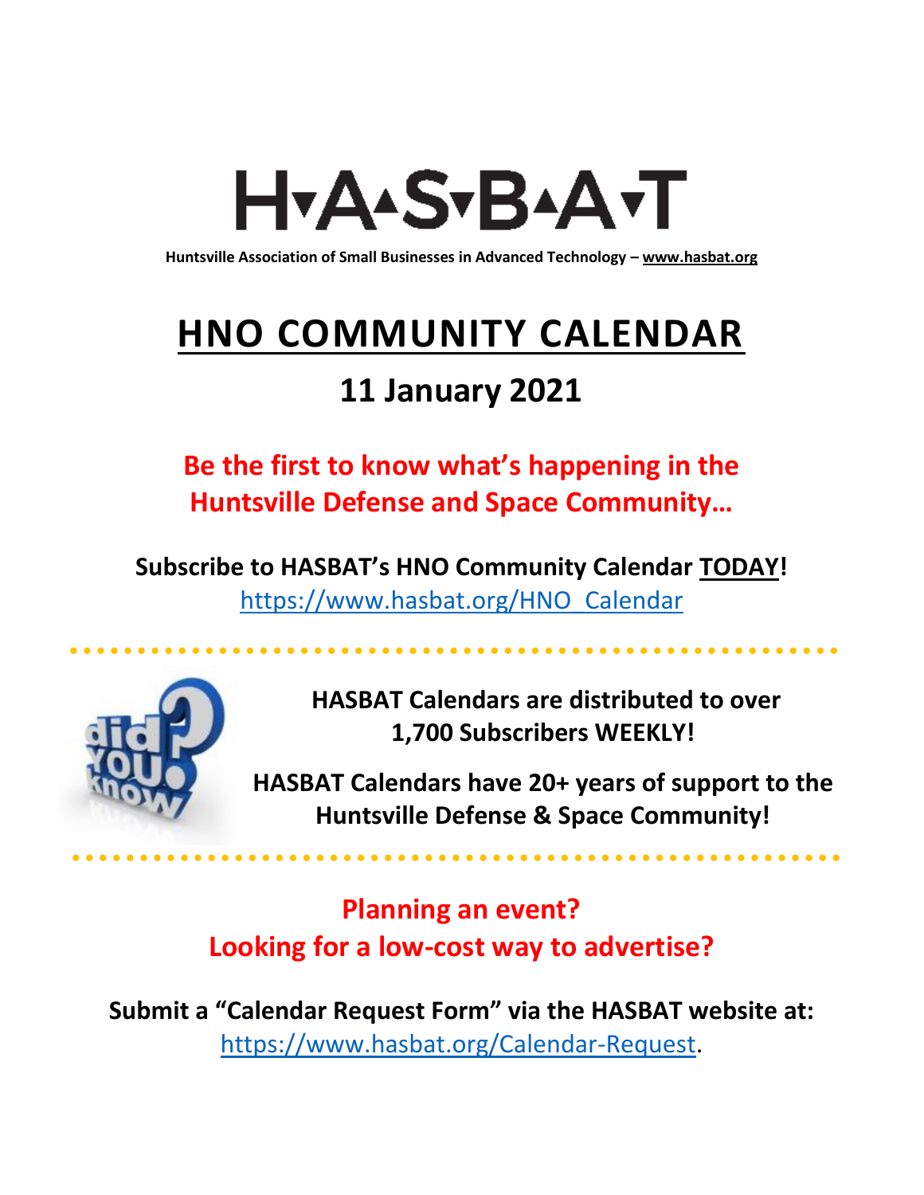# H▾A▴S▾B▴A▾T

**Huntsville Association of Small Businesses in Advanced Technology – www.hasbat.org**

# HNO COMMUNITY CALENDAR

## 11 January 2021

**Be the first to know what's happening in the Huntsville Defense and Space Community…**

**Subscribe to HASBAT's HNO Community Calendar TODAY!**
https://www.hasbat.org/HNO_Calendar

**HASBAT Calendars are distributed to over 1,700 Subscribers WEEKLY!**

**HASBAT Calendars have 20+ years of support to the Huntsville Defense & Space Community!**

**Planning an event?**
**Looking for a low-cost way to advertise?**

**Submit a "Calendar Request Form" via the HASBAT website at:**
https://www.hasbat.org/Calendar-Request.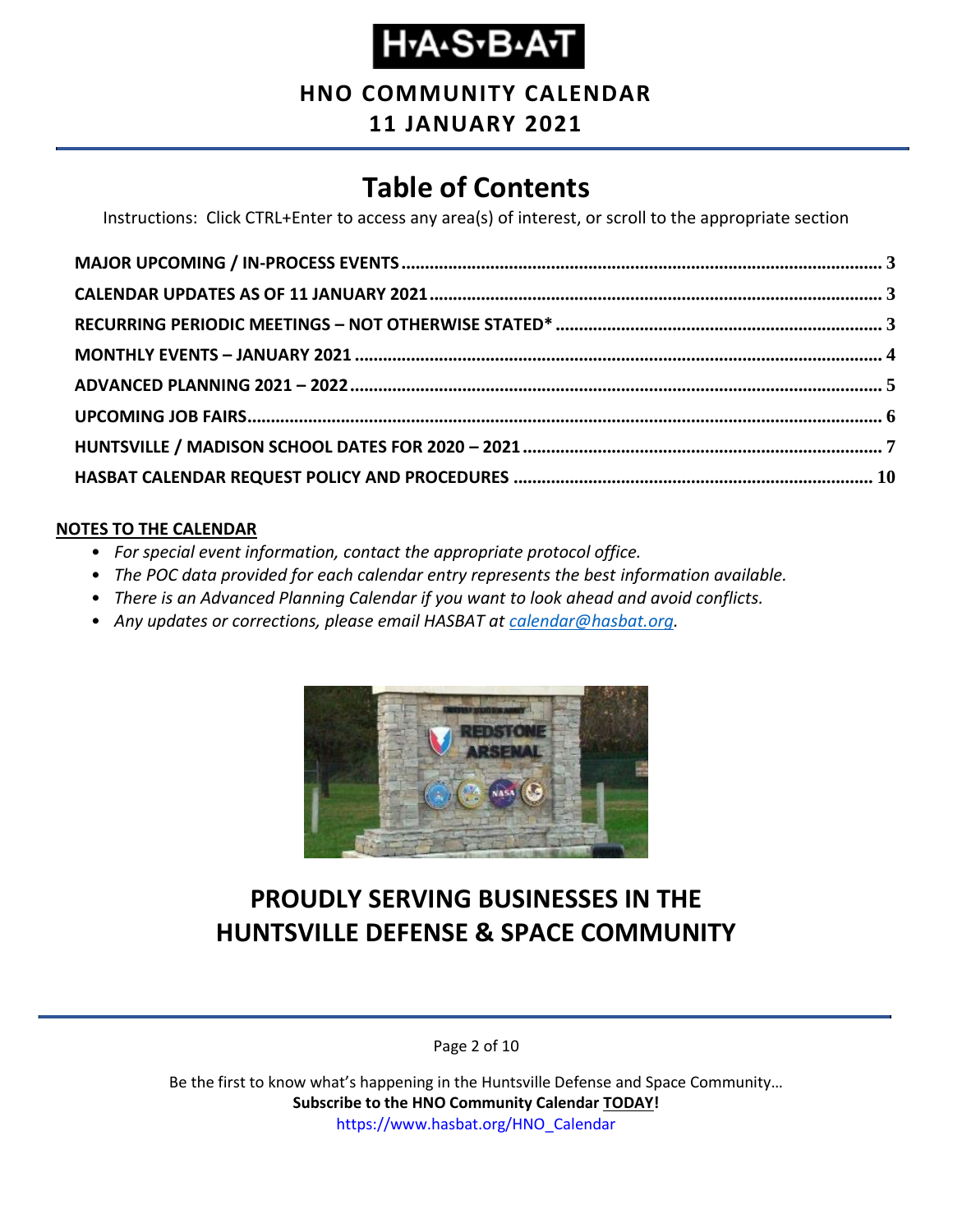# H·A·S·B·A·T

## HNO COMMUNITY CALENDAR
## 11 JANUARY 2021

# Table of Contents

Instructions: Click CTRL+Enter to access any area(s) of interest, or scroll to the appropriate section

- **MAJOR UPCOMING / IN-PROCESS EVENTS** ........ 3
- **CALENDAR UPDATES AS OF 11 JANUARY 2021** ........ 3
- **RECURRING PERIODIC MEETINGS – NOT OTHERWISE STATED*** ........ 3
- **MONTHLY EVENTS – JANUARY 2021** ........ 4
- **ADVANCED PLANNING 2021 – 2022** ........ 5
- **UPCOMING JOB FAIRS** ........ 6
- **HUNTSVILLE / MADISON SCHOOL DATES FOR 2020 – 2021** ........ 7
- **HASBAT CALENDAR REQUEST POLICY AND PROCEDURES** ........ 10

**NOTES TO THE CALENDAR**

- *For special event information, contact the appropriate protocol office.*
- *The POC data provided for each calendar entry represents the best information available.*
- *There is an Advanced Planning Calendar if you want to look ahead and avoid conflicts.*
- *Any updates or corrections, please email HASBAT at calendar@hasbat.org.*

## PROUDLY SERVING BUSINESSES IN THE HUNTSVILLE DEFENSE & SPACE COMMUNITY

Be the first to know what's happening in the Huntsville Defense and Space Community…
**Subscribe to the HNO Community Calendar TODAY!**
https://www.hasbat.org/HNO_Calendar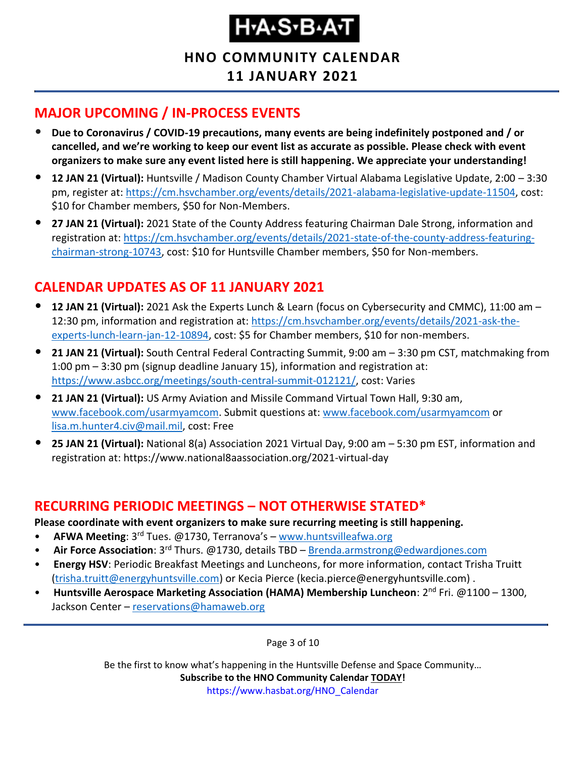# H·A·S·B·A·T

## HNO COMMUNITY CALENDAR
## 11 JANUARY 2021

## MAJOR UPCOMING / IN-PROCESS EVENTS

- **Due to Coronavirus / COVID-19 precautions, many events are being indefinitely postponed and / or cancelled, and we're working to keep our event list as accurate as possible. Please check with event organizers to make sure any event listed here is still happening. We appreciate your understanding!**
- **12 JAN 21 (Virtual):** Huntsville / Madison County Chamber Virtual Alabama Legislative Update, 2:00 – 3:30 pm, register at: https://cm.hsvchamber.org/events/details/2021-alabama-legislative-update-11504, cost: $10 for Chamber members, $50 for Non-Members.
- **27 JAN 21 (Virtual):** 2021 State of the County Address featuring Chairman Dale Strong, information and registration at: https://cm.hsvchamber.org/events/details/2021-state-of-the-county-address-featuring-chairman-strong-10743, cost: $10 for Huntsville Chamber members, $50 for Non-members.

## CALENDAR UPDATES AS OF 11 JANUARY 2021

- **12 JAN 21 (Virtual):** 2021 Ask the Experts Lunch & Learn (focus on Cybersecurity and CMMC), 11:00 am – 12:30 pm, information and registration at: https://cm.hsvchamber.org/events/details/2021-ask-the-experts-lunch-learn-jan-12-10894, cost: $5 for Chamber members, $10 for non-members.
- **21 JAN 21 (Virtual):** South Central Federal Contracting Summit, 9:00 am – 3:30 pm CST, matchmaking from 1:00 pm – 3:30 pm (signup deadline January 15), information and registration at: https://www.asbcc.org/meetings/south-central-summit-012121/, cost: Varies
- **21 JAN 21 (Virtual):** US Army Aviation and Missile Command Virtual Town Hall, 9:30 am, www.facebook.com/usarmyamcom. Submit questions at: www.facebook.com/usarmyamcom or lisa.m.hunter4.civ@mail.mil, cost: Free
- **25 JAN 21 (Virtual):** National 8(a) Association 2021 Virtual Day, 9:00 am – 5:30 pm EST, information and registration at: https://www.national8aassociation.org/2021-virtual-day

## RECURRING PERIODIC MEETINGS – NOT OTHERWISE STATED*

**Please coordinate with event organizers to make sure recurring meeting is still happening.**

- **AFWA Meeting**: 3rd Tues. @1730, Terranova's – www.huntsvilleafwa.org
- **Air Force Association**: 3rd Thurs. @1730, details TBD – Brenda.armstrong@edwardjones.com
- **Energy HSV**: Periodic Breakfast Meetings and Luncheons, for more information, contact Trisha Truitt (trisha.truitt@energyhuntsville.com) or Kecia Pierce (kecia.pierce@energyhuntsville.com) .
- **Huntsville Aerospace Marketing Association (HAMA) Membership Luncheon**: 2nd Fri. @1100 – 1300, Jackson Center – reservations@hamaweb.org

Be the first to know what's happening in the Huntsville Defense and Space Community…
**Subscribe to the HNO Community Calendar TODAY!**
https://www.hasbat.org/HNO_Calendar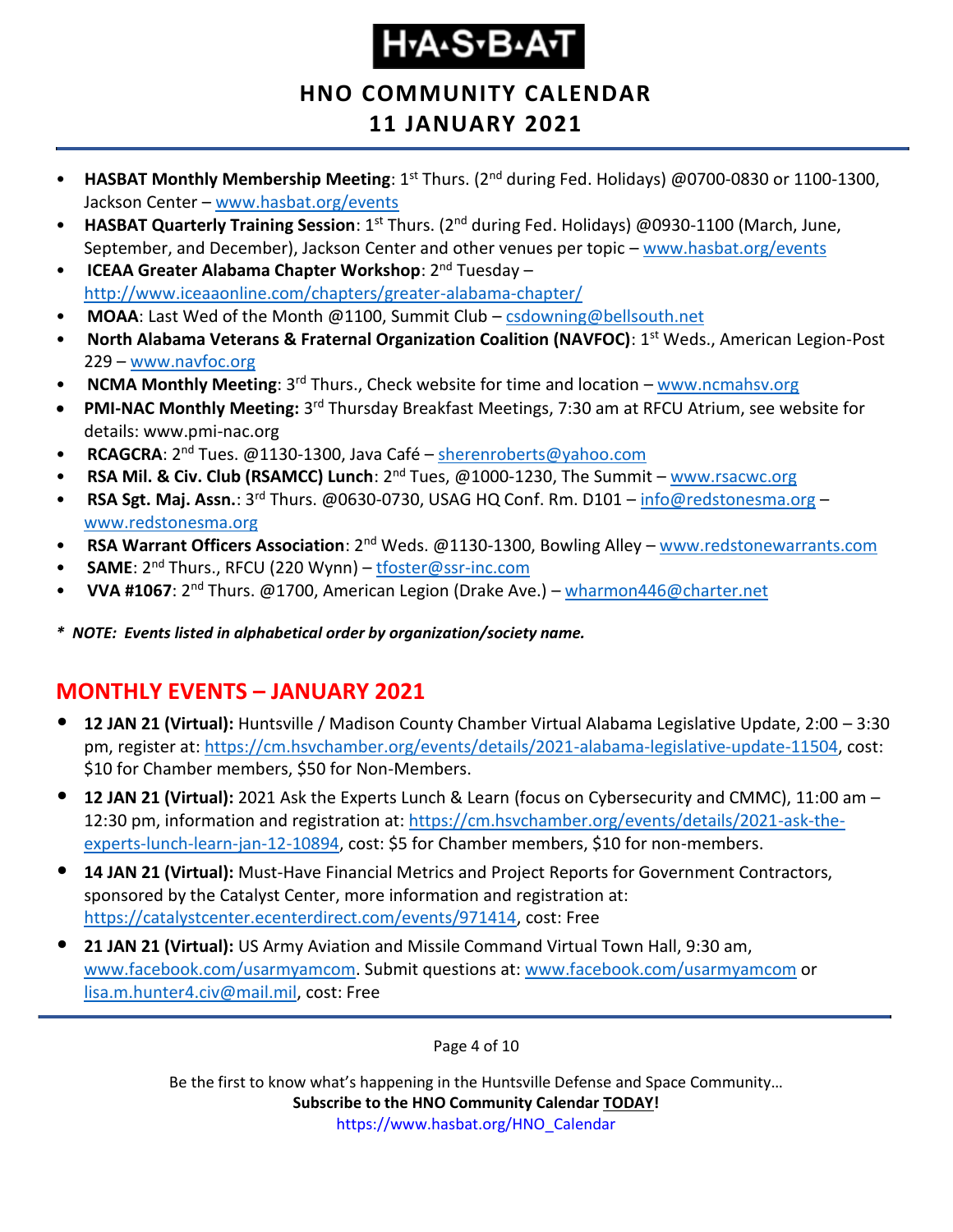- **HASBAT Monthly Membership Meeting**: 1st Thurs. (2nd during Fed. Holidays) @0700-0830 or 1100-1300, Jackson Center – www.hasbat.org/events
- **HASBAT Quarterly Training Session**: 1st Thurs. (2nd during Fed. Holidays) @0930-1100 (March, June, September, and December), Jackson Center and other venues per topic – www.hasbat.org/events
- **ICEAA Greater Alabama Chapter Workshop**: 2nd Tuesday – http://www.iceaaonline.com/chapters/greater-alabama-chapter/
- **MOAA**: Last Wed of the Month @1100, Summit Club – csdowning@bellsouth.net
- **North Alabama Veterans & Fraternal Organization Coalition (NAVFOC)**: 1st Weds., American Legion-Post 229 – www.navfoc.org
- **NCMA Monthly Meeting**: 3rd Thurs., Check website for time and location – www.ncmahsv.org
- **PMI-NAC Monthly Meeting:** 3rd Thursday Breakfast Meetings, 7:30 am at RFCU Atrium, see website for details: www.pmi-nac.org
- **RCAGCRA**: 2nd Tues. @1130-1300, Java Café – sherenroberts@yahoo.com
- **RSA Mil. & Civ. Club (RSAMCC) Lunch**: 2nd Tues, @1000-1230, The Summit – www.rsacwc.org
- **RSA Sgt. Maj. Assn.**: 3rd Thurs. @0630-0730, USAG HQ Conf. Rm. D101 – info@redstonesma.org – www.redstonesma.org
- **RSA Warrant Officers Association**: 2nd Weds. @1130-1300, Bowling Alley – www.redstonewarrants.com
- **SAME**: 2nd Thurs., RFCU (220 Wynn) – tfoster@ssr-inc.com
- **VVA #1067**: 2nd Thurs. @1700, American Legion (Drake Ave.) – wharmon446@charter.net

*** NOTE: Events listed in alphabetical order by organization/society name.***

## MONTHLY EVENTS – JANUARY 2021

- **12 JAN 21 (Virtual):** Huntsville / Madison County Chamber Virtual Alabama Legislative Update, 2:00 – 3:30 pm, register at: https://cm.hsvchamber.org/events/details/2021-alabama-legislative-update-11504, cost: $10 for Chamber members, $50 for Non-Members.
- **12 JAN 21 (Virtual):** 2021 Ask the Experts Lunch & Learn (focus on Cybersecurity and CMMC), 11:00 am – 12:30 pm, information and registration at: https://cm.hsvchamber.org/events/details/2021-ask-the-experts-lunch-learn-jan-12-10894, cost: $5 for Chamber members, $10 for non-members.
- **14 JAN 21 (Virtual):** Must-Have Financial Metrics and Project Reports for Government Contractors, sponsored by the Catalyst Center, more information and registration at: https://catalystcenter.ecenterdirect.com/events/971414, cost: Free
- **21 JAN 21 (Virtual):** US Army Aviation and Missile Command Virtual Town Hall, 9:30 am, www.facebook.com/usarmyamcom. Submit questions at: www.facebook.com/usarmyamcom or lisa.m.hunter4.civ@mail.mil, cost: Free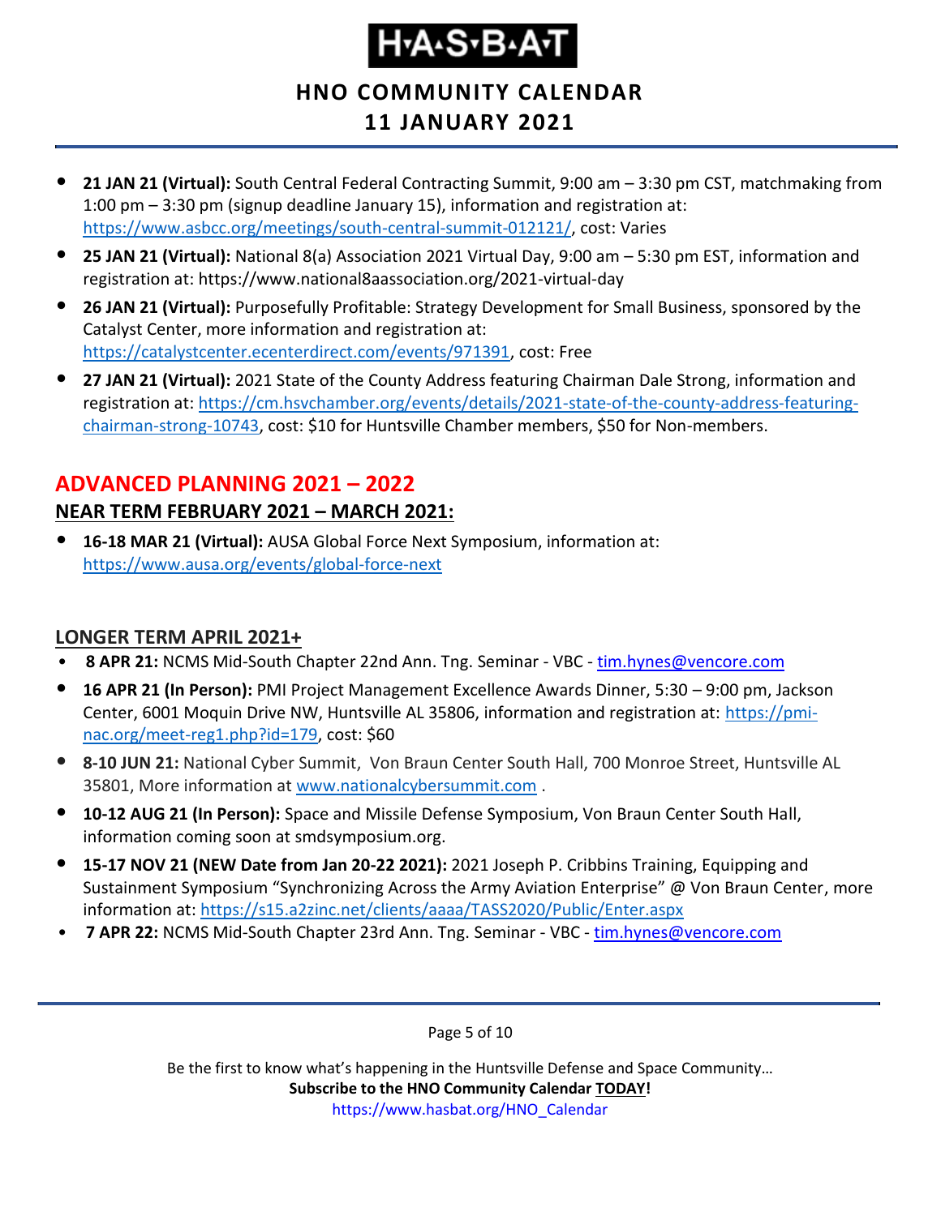- **21 JAN 21 (Virtual):** South Central Federal Contracting Summit, 9:00 am – 3:30 pm CST, matchmaking from 1:00 pm – 3:30 pm (signup deadline January 15), information and registration at: https://www.asbcc.org/meetings/south-central-summit-012121/, cost: Varies
- **25 JAN 21 (Virtual):** National 8(a) Association 2021 Virtual Day, 9:00 am – 5:30 pm EST, information and registration at: https://www.national8aassociation.org/2021-virtual-day
- **26 JAN 21 (Virtual):** Purposefully Profitable: Strategy Development for Small Business, sponsored by the Catalyst Center, more information and registration at: https://catalystcenter.ecenterdirect.com/events/971391, cost: Free
- **27 JAN 21 (Virtual):** 2021 State of the County Address featuring Chairman Dale Strong, information and registration at: https://cm.hsvchamber.org/events/details/2021-state-of-the-county-address-featuring-chairman-strong-10743, cost: $10 for Huntsville Chamber members, $50 for Non-members.

## ADVANCED PLANNING 2021 – 2022

### NEAR TERM FEBRUARY 2021 – MARCH 2021:

- **16-18 MAR 21 (Virtual):** AUSA Global Force Next Symposium, information at: https://www.ausa.org/events/global-force-next

### LONGER TERM APRIL 2021+

- **8 APR 21:** NCMS Mid-South Chapter 22nd Ann. Tng. Seminar - VBC - tim.hynes@vencore.com
- **16 APR 21 (In Person):** PMI Project Management Excellence Awards Dinner, 5:30 – 9:00 pm, Jackson Center, 6001 Moquin Drive NW, Huntsville AL 35806, information and registration at: https://pmi-nac.org/meet-reg1.php?id=179, cost: $60
- **8-10 JUN 21:** National Cyber Summit, Von Braun Center South Hall, 700 Monroe Street, Huntsville AL 35801, More information at www.nationalcybersummit.com .
- **10-12 AUG 21 (In Person):** Space and Missile Defense Symposium, Von Braun Center South Hall, information coming soon at smdsymposium.org.
- **15-17 NOV 21 (NEW Date from Jan 20-22 2021):** 2021 Joseph P. Cribbins Training, Equipping and Sustainment Symposium "Synchronizing Across the Army Aviation Enterprise" @ Von Braun Center, more information at: https://s15.a2zinc.net/clients/aaaa/TASS2020/Public/Enter.aspx
- **7 APR 22:** NCMS Mid-South Chapter 23rd Ann. Tng. Seminar - VBC - tim.hynes@vencore.com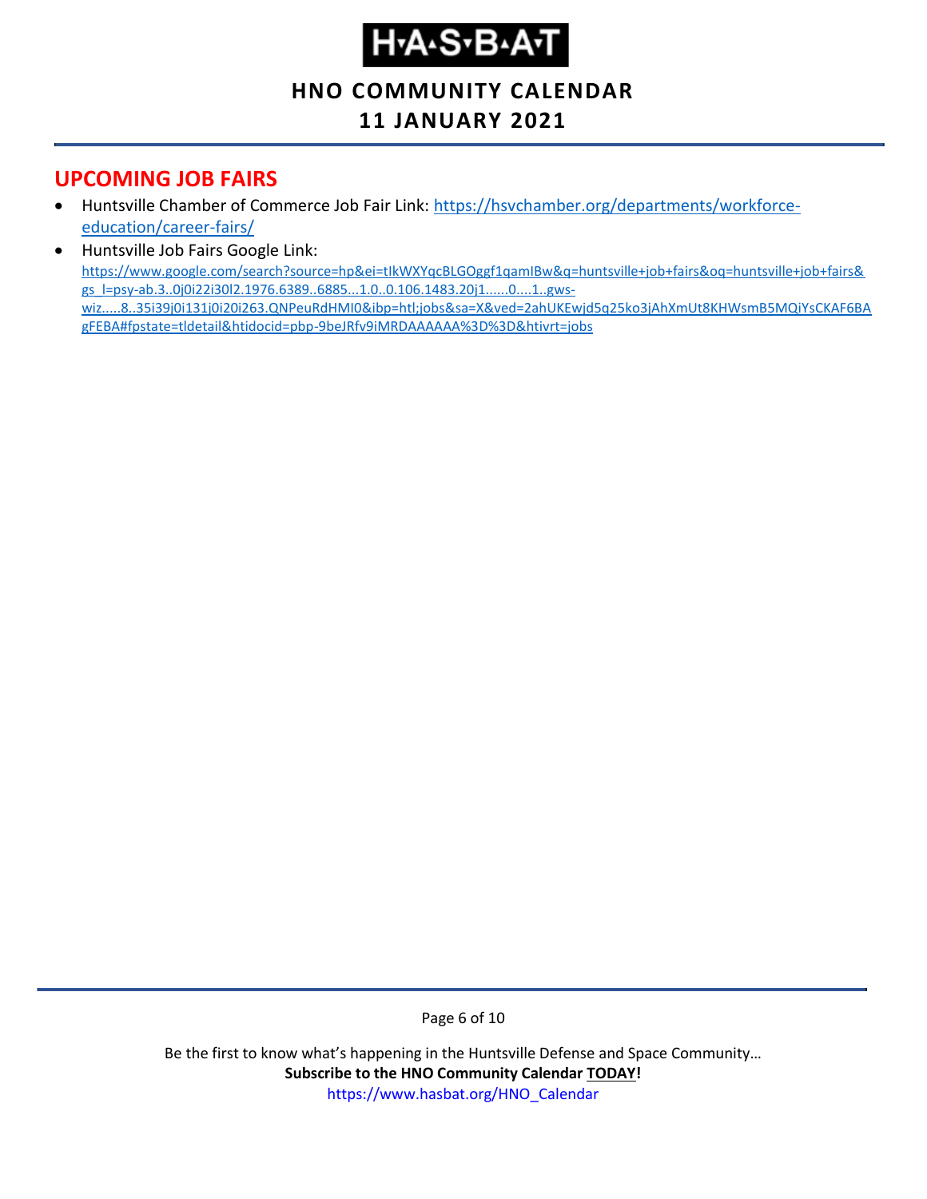## UPCOMING JOB FAIRS

- Huntsville Chamber of Commerce Job Fair Link: https://hsvchamber.org/departments/workforce-education/career-fairs/
- Huntsville Job Fairs Google Link: https://www.google.com/search?source=hp&ei=tIkWXYqcBLGOggf1qamIBw&q=huntsville+job+fairs&oq=huntsville+job+fairs&gs_l=psy-ab.3..0j0i22i30l2.1976.6389..6885...1.0..0.106.1483.20j1......0....1..gws-wiz.....8..35i39j0i131j0i20i263.QNPeuRdHMI0&ibp=htl;jobs&sa=X&ved=2ahUKEwjd5q25ko3jAhXmUt8KHWsmB5MQiYsCKAF6BAgFEBA#fpstate=tldetail&htidocid=pbp-9beJRfv9iMRDAAAAAA%3D%3D&htivrt=jobs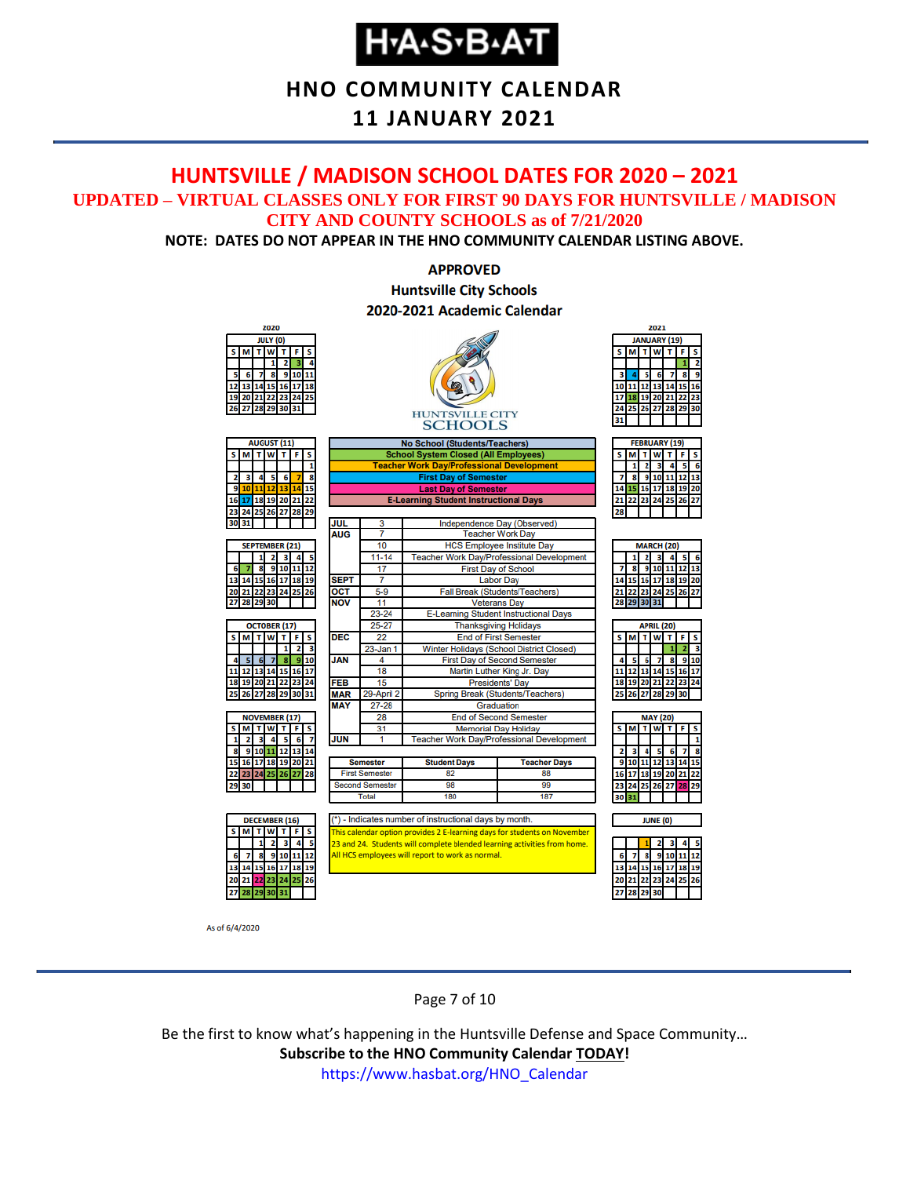# H·A·S·B·A·T

## HNO COMMUNITY CALENDAR
## 11 JANUARY 2021

## HUNTSVILLE / MADISON SCHOOL DATES FOR 2020 – 2021

**UPDATED – VIRTUAL CLASSES ONLY FOR FIRST 90 DAYS FOR HUNTSVILLE / MADISON CITY AND COUNTY SCHOOLS as of 7/21/2020**

**NOTE: DATES DO NOT APPEAR IN THE HNO COMMUNITY CALENDAR LISTING ABOVE.**

### APPROVED
### Huntsville City Schools
### 2020-2021 Academic Calendar

HUNTSVILLE CITY SCHOOLS

**Legend:**
- No School (Students/Teachers)
- School System Closed (All Employees)
- Teacher Work Day/Professional Development
- First Day of Semester
- Last Day of Semester
- E-Learning Student Instructional Days

**Monthly calendars (number of instructional days):** 2020: JULY (0), AUGUST (11), SEPTEMBER (21), OCTOBER (17), NOVEMBER (17), DECEMBER (16); 2021: JANUARY (19), FEBRUARY (19), MARCH (20), APRIL (20), MAY (20), JUNE (0)

| Month | Date | Event |
|---|---|---|
| JUL | 3 | Independence Day (Observed) |
| AUG | 7 | Teacher Work Day |
| | 10 | HCS Employee Institute Day |
| | 11-14 | Teacher Work Day/Professional Development |
| | 17 | First Day of School |
| SEPT | 7 | Labor Day |
| OCT | 5-9 | Fall Break (Students/Teachers) |
| NOV | 11 | Veterans Day |
| | 23-24 | E-Learning Student Instructional Days |
| | 25-27 | Thanksgiving Holidays |
| DEC | 22 | End of First Semester |
| | 23-Jan 1 | Winter Holidays (School District Closed) |
| JAN | 4 | First Day of Second Semester |
| | 18 | Martin Luther King Jr. Day |
| FEB | 15 | Presidents' Day |
| MAR | 29-April 2 | Spring Break (Students/Teachers) |
| MAY | 27-28 | Graduation |
| | 28 | End of Second Semester |
| | 31 | Memorial Day Holiday |
| JUN | 1 | Teacher Work Day/Professional Development |

| Semester | Student Days | Teacher Days |
|---|---|---|
| First Semester | 82 | 88 |
| Second Semester | 98 | 99 |
| Total | 180 | 187 |

(*) - Indicates number of instructional days by month.

This calendar option provides 2 E-learning days for students on November 23 and 24. Students will complete blended learning activities from home. All HCS employees will report to work as normal.

As of 6/4/2020

Be the first to know what's happening in the Huntsville Defense and Space Community…

**Subscribe to the HNO Community Calendar TODAY!**

https://www.hasbat.org/HNO_Calendar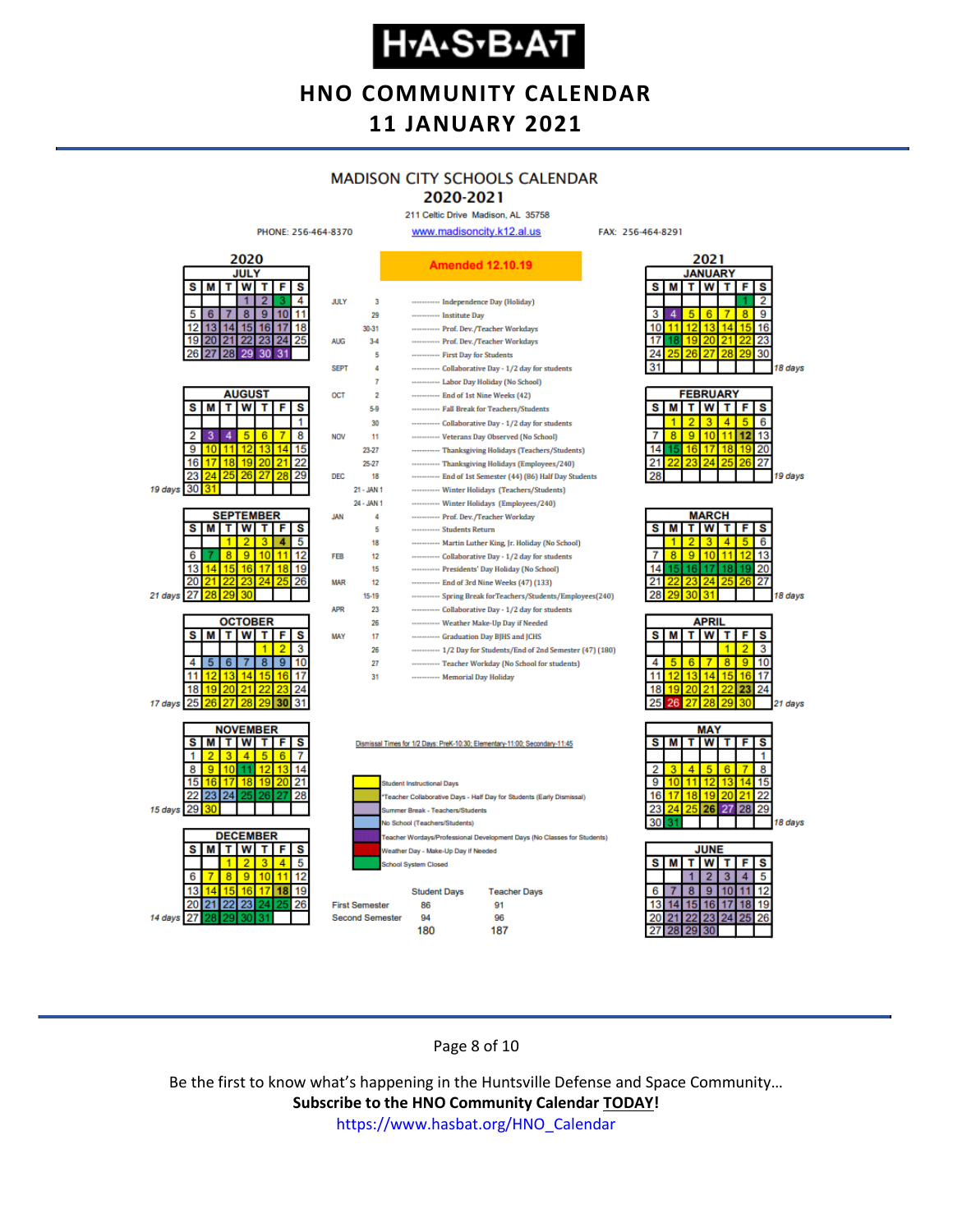# H·A·S·B·A·T

## HNO COMMUNITY CALENDAR
## 11 JANUARY 2021

### MADISON CITY SCHOOLS CALENDAR
### 2020-2021

211 Celtic Drive Madison, AL 35758

PHONE: 256-464-8370 | www.madisoncity.k12.al.us | FAX: 256-464-8291

**Amended 12.10.19**

| Month | Date | Event |
|---|---|---|
| JULY | 3 | Independence Day (Holiday) |
| | 29 | Institute Day |
| | 30-31 | Prof. Dev./Teacher Workdays |
| AUG | 3-4 | Prof. Dev./Teacher Workdays |
| | 5 | First Day for Students |
| SEPT | 4 | Collaborative Day - 1/2 day for students |
| | 7 | Labor Day Holiday (No School) |
| OCT | 2 | End of 1st Nine Weeks (42) |
| | 5-9 | Fall Break for Teachers/Students |
| | 30 | Collaborative Day - 1/2 day for students |
| NOV | 11 | Veterans Day Observed (No School) |
| | 23-27 | Thanksgiving Holidays (Teachers/Students) |
| | 25-27 | Thanksgiving Holidays (Employees/240) |
| DEC | 18 | End of 1st Semester (44) (86) Half Day Students |
| | 21 - JAN 1 | Winter Holidays (Teachers/Students) |
| | 24 - JAN 1 | Winter Holidays (Employees/240) |
| JAN | 4 | Prof. Dev./Teacher Workday |
| | 5 | Students Return |
| | 18 | Martin Luther King, Jr. Holiday (No School) |
| FEB | 12 | Collaborative Day - 1/2 day for students |
| | 15 | Presidents' Day Holiday (No School) |
| MAR | 12 | End of 3rd Nine Weeks (47) (133) |
| | 15-19 | Spring Break for Teachers/Students/Employees(240) |
| APR | 23 | Collaborative Day - 1/2 day for students |
| | 26 | Weather Make-Up Day if Needed |
| MAY | 17 | Graduation Day BJHS and JCHS |
| | 26 | 1/2 Day for Students/End of 2nd Semester (47) (180) |
| | 27 | Teacher Workday (No School for students) |
| | 31 | Memorial Day Holiday |

Dismissal Times for 1/2 Days: PreK-10:30; Elementary-11:00; Secondary-11:45

**Legend:**
- Student Instructional Days
- *Teacher Collaborative Days - Half Day for Students (Early Dismissal)
- Summer Break - Teachers/Students
- No School (Teachers/Students)
- Teacher Wordays/Professional Development Days (No Classes for Students)
- Weather Day - Make-Up Day if Needed
- School System Closed

| | Student Days | Teacher Days |
|---|---|---|
| First Semester | 86 | 91 |
| Second Semester | 94 | 96 |
| | 180 | 187 |

**Instructional days per month:**

| Month | Days |
|---|---|
| August 2020 | 19 days |
| September 2020 | 21 days |
| October 2020 | 17 days |
| November 2020 | 15 days |
| December 2020 | 14 days |
| January 2021 | 18 days |
| February 2021 | 19 days |
| March 2021 | 18 days |
| April 2021 | 21 days |
| May 2021 | 18 days |

Be the first to know what's happening in the Huntsville Defense and Space Community…

**Subscribe to the HNO Community Calendar TODAY!**

https://www.hasbat.org/HNO_Calendar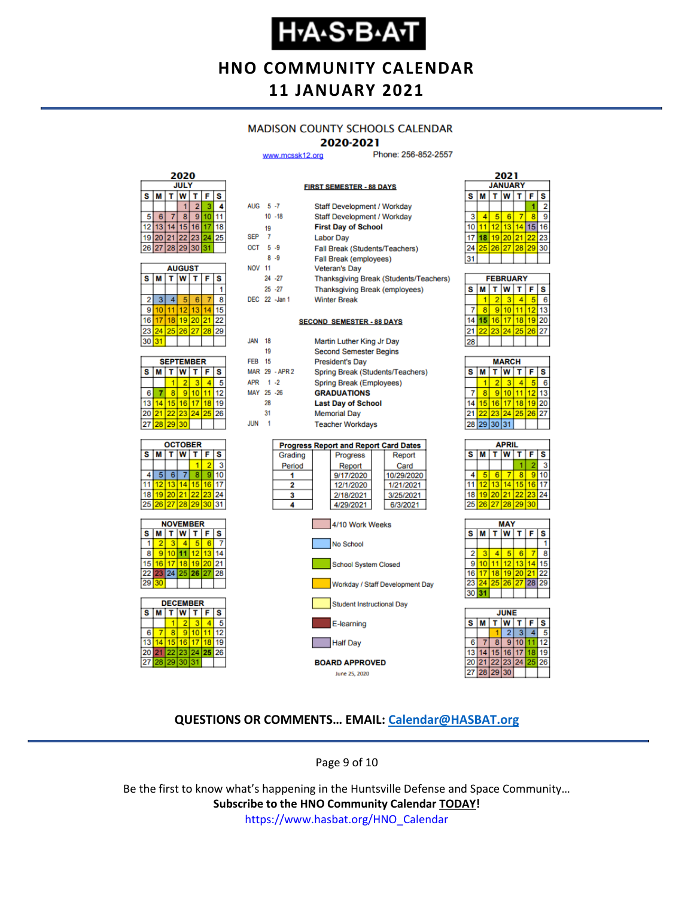# H·A·S·B·A·T

## HNO COMMUNITY CALENDAR
## 11 JANUARY 2021

### MADISON COUNTY SCHOOLS CALENDAR
### 2020-2021

www.mcssk12.org Phone: 256-852-2557

**FIRST SEMESTER - 88 DAYS**

| | | |
|---|---|---|
| AUG | 5 -7 | Staff Development / Workday |
| | 10 -18 | Staff Development / Workday |
| | 19 | **First Day of School** |
| SEP | 7 | Labor Day |
| OCT | 5 -9 | Fall Break (Students/Teachers) |
| | 8 -9 | Fall Break (employees) |
| NOV | 11 | Veteran's Day |
| | 24 -27 | Thanksgiving Break (Students/Teachers) |
| | 25 -27 | Thanksgiving Break (employees) |
| DEC | 22 -Jan 1 | Winter Break |

**SECOND SEMESTER - 88 DAYS**

| | | |
|---|---|---|
| JAN | 18 | Martin Luther King Jr Day |
| | 19 | Second Semester Begins |
| FEB | 15 | President's Day |
| MAR | 29 - APR 2 | Spring Break (Students/Teachers) |
| APR | 1 -2 | Spring Break (Employees) |
| MAY | 25 -26 | **GRADUATIONS** |
| | 28 | **Last Day of School** |
| | 31 | Memorial Day |
| JUN | 1 | Teacher Workdays |

**Progress Report and Report Card Dates**

| Grading Period | Progress Report | Report Card |
|---|---|---|
| 1 | 9/17/2020 | 10/29/2020 |
| 2 | 12/1/2020 | 1/21/2021 |
| 3 | 2/18/2021 | 3/25/2021 |
| 4 | 4/29/2021 | 6/3/2021 |

Legend:
- 4/10 Work Weeks
- No School
- School System Closed
- Workday / Staff Development Day
- Student Instructional Day
- E-learning
- Half Day

**BOARD APPROVED**

June 25, 2020

#### 2020

**JULY**

| S | M | T | W | T | F | S |
|---|---|---|---|---|---|---|
| | | | 1 | 2 | 3 | 4 |
| 5 | 6 | 7 | 8 | 9 | 10 | 11 |
| 12 | 13 | 14 | 15 | 16 | 17 | 18 |
| 19 | 20 | 21 | 22 | 23 | 24 | 25 |
| 26 | 27 | 28 | 29 | 30 | 31 | |

**AUGUST**

| S | M | T | W | T | F | S |
|---|---|---|---|---|---|---|
| | | | | | | 1 |
| 2 | 3 | 4 | 5 | 6 | 7 | 8 |
| 9 | 10 | 11 | 12 | 13 | 14 | 15 |
| 16 | 17 | 18 | 19 | 20 | 21 | 22 |
| 23 | 24 | 25 | 26 | 27 | 28 | 29 |
| 30 | 31 | | | | | |

**SEPTEMBER**

| S | M | T | W | T | F | S |
|---|---|---|---|---|---|---|
| | | 1 | 2 | 3 | 4 | 5 |
| 6 | 7 | 8 | 9 | 10 | 11 | 12 |
| 13 | 14 | 15 | 16 | 17 | 18 | 19 |
| 20 | 21 | 22 | 23 | 24 | 25 | 26 |
| 27 | 28 | 29 | 30 | | | |

**OCTOBER**

| S | M | T | W | T | F | S |
|---|---|---|---|---|---|---|
| | | | | 1 | 2 | 3 |
| 4 | 5 | 6 | 7 | 8 | 9 | 10 |
| 11 | 12 | 13 | 14 | 15 | 16 | 17 |
| 18 | 19 | 20 | 21 | 22 | 23 | 24 |
| 25 | 26 | 27 | 28 | 29 | 30 | 31 |

**NOVEMBER**

| S | M | T | W | T | F | S |
|---|---|---|---|---|---|---|
| 1 | 2 | 3 | 4 | 5 | 6 | 7 |
| 8 | 9 | 10 | 11 | 12 | 13 | 14 |
| 15 | 16 | 17 | 18 | 19 | 20 | 21 |
| 22 | 23 | 24 | 25 | 26 | 27 | 28 |
| 29 | 30 | | | | | |

**DECEMBER**

| S | M | T | W | T | F | S |
|---|---|---|---|---|---|---|
| | | 1 | 2 | 3 | 4 | 5 |
| 6 | 7 | 8 | 9 | 10 | 11 | 12 |
| 13 | 14 | 15 | 16 | 17 | 18 | 19 |
| 20 | 21 | 22 | 23 | 24 | 25 | 26 |
| 27 | 28 | 29 | 30 | 31 | | |

#### 2021

**JANUARY**

| S | M | T | W | T | F | S |
|---|---|---|---|---|---|---|
| | | | | | 1 | 2 |
| 3 | 4 | 5 | 6 | 7 | 8 | 9 |
| 10 | 11 | 12 | 13 | 14 | 15 | 16 |
| 17 | 18 | 19 | 20 | 21 | 22 | 23 |
| 24 | 25 | 26 | 27 | 28 | 29 | 30 |
| 31 | | | | | | |

**FEBRUARY**

| S | M | T | W | T | F | S |
|---|---|---|---|---|---|---|
| | 1 | 2 | 3 | 4 | 5 | 6 |
| 7 | 8 | 9 | 10 | 11 | 12 | 13 |
| 14 | 15 | 16 | 17 | 18 | 19 | 20 |
| 21 | 22 | 23 | 24 | 25 | 26 | 27 |
| 28 | | | | | | |

**MARCH**

| S | M | T | W | T | F | S |
|---|---|---|---|---|---|---|
| | 1 | 2 | 3 | 4 | 5 | 6 |
| 7 | 8 | 9 | 10 | 11 | 12 | 13 |
| 14 | 15 | 16 | 17 | 18 | 19 | 20 |
| 21 | 22 | 23 | 24 | 25 | 26 | 27 |
| 28 | 29 | 30 | 31 | | | |

**APRIL**

| S | M | T | W | T | F | S |
|---|---|---|---|---|---|---|
| | | | | 1 | 2 | 3 |
| 4 | 5 | 6 | 7 | 8 | 9 | 10 |
| 11 | 12 | 13 | 14 | 15 | 16 | 17 |
| 18 | 19 | 20 | 21 | 22 | 23 | 24 |
| 25 | 26 | 27 | 28 | 29 | 30 | |

**MAY**

| S | M | T | W | T | F | S |
|---|---|---|---|---|---|---|
| | | | | | | 1 |
| 2 | 3 | 4 | 5 | 6 | 7 | 8 |
| 9 | 10 | 11 | 12 | 13 | 14 | 15 |
| 16 | 17 | 18 | 19 | 20 | 21 | 22 |
| 23 | 24 | 25 | 26 | 27 | 28 | 29 |
| 30 | 31 | | | | | |

**JUNE**

| S | M | T | W | T | F | S |
|---|---|---|---|---|---|---|
| | | 1 | 2 | 3 | 4 | 5 |
| 6 | 7 | 8 | 9 | 10 | 11 | 12 |
| 13 | 14 | 15 | 16 | 17 | 18 | 19 |
| 20 | 21 | 22 | 23 | 24 | 25 | 26 |
| 27 | 28 | 29 | 30 | | | |

**QUESTIONS OR COMMENTS… EMAIL: Calendar@HASBAT.org**

Be the first to know what's happening in the Huntsville Defense and Space Community…
**Subscribe to the HNO Community Calendar TODAY!**
https://www.hasbat.org/HNO_Calendar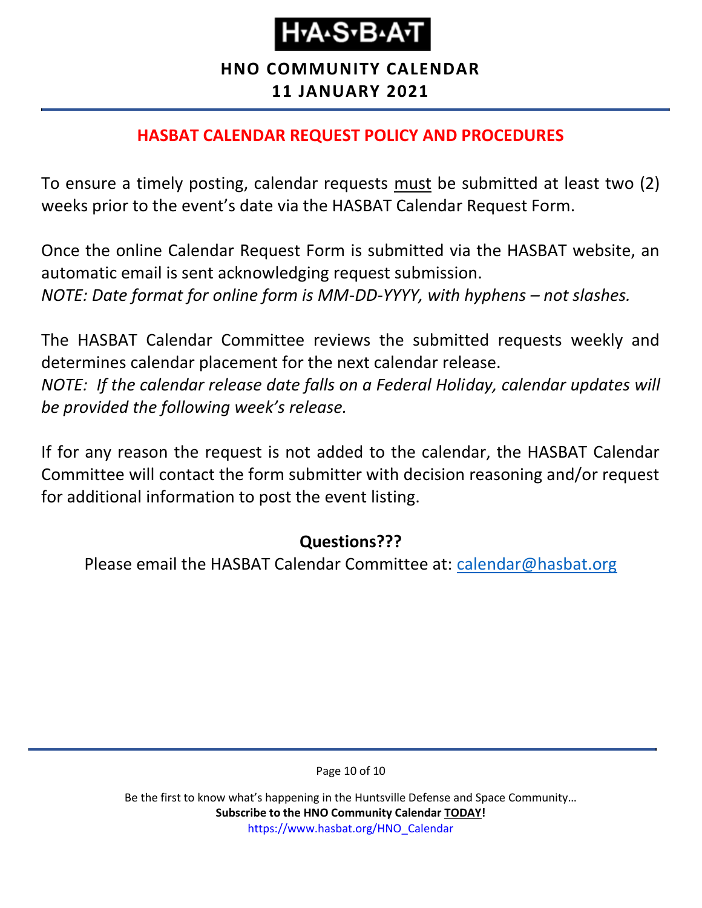# H·A·S·B·A·T

## HNO COMMUNITY CALENDAR
## 11 JANUARY 2021

### HASBAT CALENDAR REQUEST POLICY AND PROCEDURES

To ensure a timely posting, calendar requests must be submitted at least two (2) weeks prior to the event's date via the HASBAT Calendar Request Form.

Once the online Calendar Request Form is submitted via the HASBAT website, an automatic email is sent acknowledging request submission.
*NOTE: Date format for online form is MM-DD-YYYY, with hyphens – not slashes.*

The HASBAT Calendar Committee reviews the submitted requests weekly and determines calendar placement for the next calendar release.
*NOTE: If the calendar release date falls on a Federal Holiday, calendar updates will be provided the following week's release.*

If for any reason the request is not added to the calendar, the HASBAT Calendar Committee will contact the form submitter with decision reasoning and/or request for additional information to post the event listing.

**Questions???**

Please email the HASBAT Calendar Committee at: calendar@hasbat.org

Be the first to know what's happening in the Huntsville Defense and Space Community…
**Subscribe to the HNO Community Calendar TODAY!**
https://www.hasbat.org/HNO_Calendar